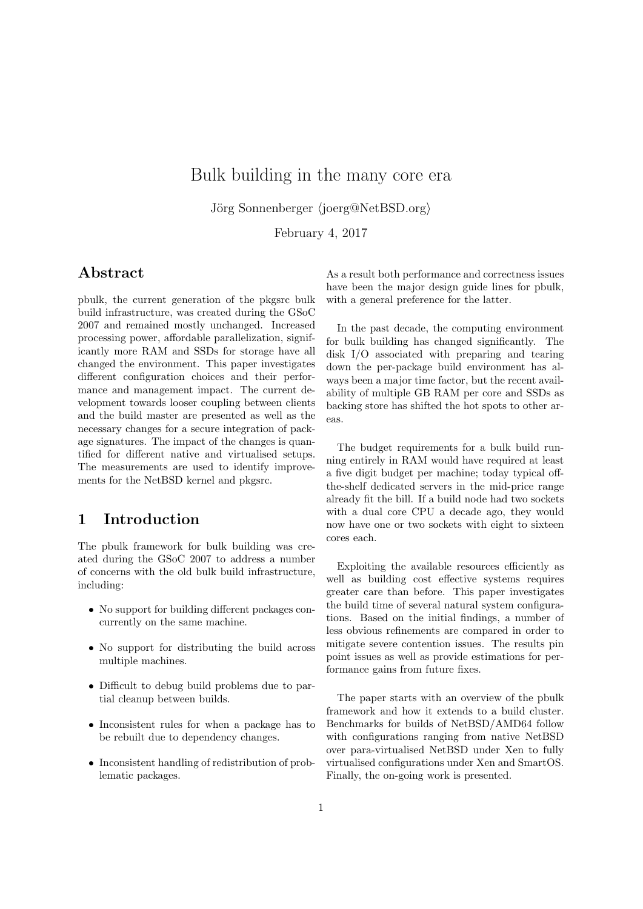# Bulk building in the many core era

Jörg Sonnenberger ⟨joerg@NetBSD.org⟩

February 4, 2017

## Abstract

pbulk, the current generation of the pkgsrc bulk build infrastructure, was created during the GSoC 2007 and remained mostly unchanged. Increased processing power, affordable parallelization, significantly more RAM and SSDs for storage have all changed the environment. This paper investigates different configuration choices and their performance and management impact. The current development towards looser coupling between clients and the build master are presented as well as the necessary changes for a secure integration of package signatures. The impact of the changes is quantified for different native and virtualised setups. The measurements are used to identify improvements for the NetBSD kernel and pkgsrc.

## 1 Introduction

The pbulk framework for bulk building was created during the GSoC 2007 to address a number of concerns with the old bulk build infrastructure, including:

- No support for building different packages concurrently on the same machine.
- No support for distributing the build across multiple machines.
- Difficult to debug build problems due to partial cleanup between builds.
- Inconsistent rules for when a package has to be rebuilt due to dependency changes.
- Inconsistent handling of redistribution of problematic packages.

As a result both performance and correctness issues have been the major design guide lines for pbulk, with a general preference for the latter.

In the past decade, the computing environment for bulk building has changed significantly. The disk I/O associated with preparing and tearing down the per-package build environment has always been a major time factor, but the recent availability of multiple GB RAM per core and SSDs as backing store has shifted the hot spots to other areas.

The budget requirements for a bulk build running entirely in RAM would have required at least a five digit budget per machine; today typical off-the-shelf dedicated servers in the mid-price range already fit the bill. If a build node had two sockets with a dual core CPU a decade ago, they would now have one or two sockets with eight to sixteen cores each.

Exploiting the available resources efficiently as well as building cost effective systems requires greater care than before. This paper investigates the build time of several natural system configurations. Based on the initial findings, a number of less obvious refinements are compared in order to mitigate severe contention issues. The results pin point issues as well as provide estimations for performance gains from future fixes.

The paper starts with an overview of the pbulk framework and how it extends to a build cluster. Benchmarks for builds of NetBSD/AMD64 follow with configurations ranging from native NetBSD over para-virtualised NetBSD under Xen to fully virtualised configurations under Xen and SmartOS. Finally, the on-going work is presented.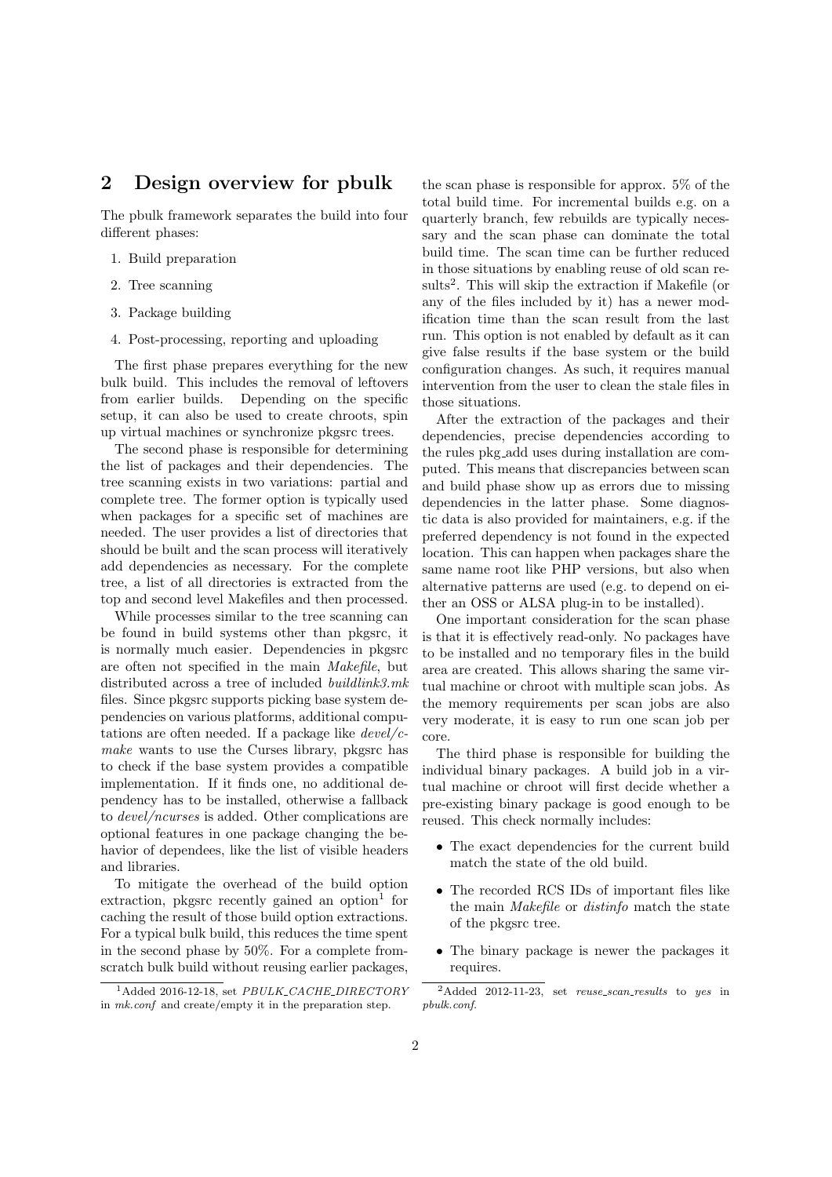## 2 Design overview for pbulk

The pbulk framework separates the build into four different phases:

1. Build preparation
2. Tree scanning
3. Package building
4. Post-processing, reporting and uploading

The first phase prepares everything for the new bulk build. This includes the removal of leftovers from earlier builds. Depending on the specific setup, it can also be used to create chroots, spin up virtual machines or synchronize pkgsrc trees.

The second phase is responsible for determining the list of packages and their dependencies. The tree scanning exists in two variations: partial and complete tree. The former option is typically used when packages for a specific set of machines are needed. The user provides a list of directories that should be built and the scan process will iteratively add dependencies as necessary. For the complete tree, a list of all directories is extracted from the top and second level Makefiles and then processed.

While processes similar to the tree scanning can be found in build systems other than pkgsrc, it is normally much easier. Dependencies in pkgsrc are often not specified in the main *Makefile*, but distributed across a tree of included *buildlink3.mk* files. Since pkgsrc supports picking base system dependencies on various platforms, additional computations are often needed. If a package like *devel/cmake* wants to use the Curses library, pkgsrc has to check if the base system provides a compatible implementation. If it finds one, no additional dependency has to be installed, otherwise a fallback to *devel/ncurses* is added. Other complications are optional features in one package changing the behavior of dependees, like the list of visible headers and libraries.

To mitigate the overhead of the build option extraction, pkgsrc recently gained an option[1] for caching the result of those build option extractions. For a typical bulk build, this reduces the time spent in the second phase by 50%. For a complete from-scratch bulk build without reusing earlier packages, the scan phase is responsible for approx. 5% of the total build time. For incremental builds e.g. on a quarterly branch, few rebuilds are typically necessary and the scan phase can dominate the total build time. The scan time can be further reduced in those situations by enabling reuse of old scan results[2]. This will skip the extraction if Makefile (or any of the files included by it) has a newer modification time than the scan result from the last run. This option is not enabled by default as it can give false results if the base system or the build configuration changes. As such, it requires manual intervention from the user to clean the stale files in those situations.

After the extraction of the packages and their dependencies, precise dependencies according to the rules pkg_add uses during installation are computed. This means that discrepancies between scan and build phase show up as errors due to missing dependencies in the latter phase. Some diagnostic data is also provided for maintainers, e.g. if the preferred dependency is not found in the expected location. This can happen when packages share the same name root like PHP versions, but also when alternative patterns are used (e.g. to depend on either an OSS or ALSA plug-in to be installed).

One important consideration for the scan phase is that it is effectively read-only. No packages have to be installed and no temporary files in the build area are created. This allows sharing the same virtual machine or chroot with multiple scan jobs. As the memory requirements per scan jobs are also very moderate, it is easy to run one scan job per core.

The third phase is responsible for building the individual binary packages. A build job in a virtual machine or chroot will first decide whether a pre-existing binary package is good enough to be reused. This check normally includes:

- The exact dependencies for the current build match the state of the old build.
- The recorded RCS IDs of important files like the main *Makefile* or *distinfo* match the state of the pkgsrc tree.
- The binary package is newer the packages it requires.

[1] Added 2016-12-18, set *PBULK_CACHE_DIRECTORY* in *mk.conf* and create/empty it in the preparation step.

[2] Added 2012-11-23, set *reuse_scan_results* to *yes* in *pbulk.conf*.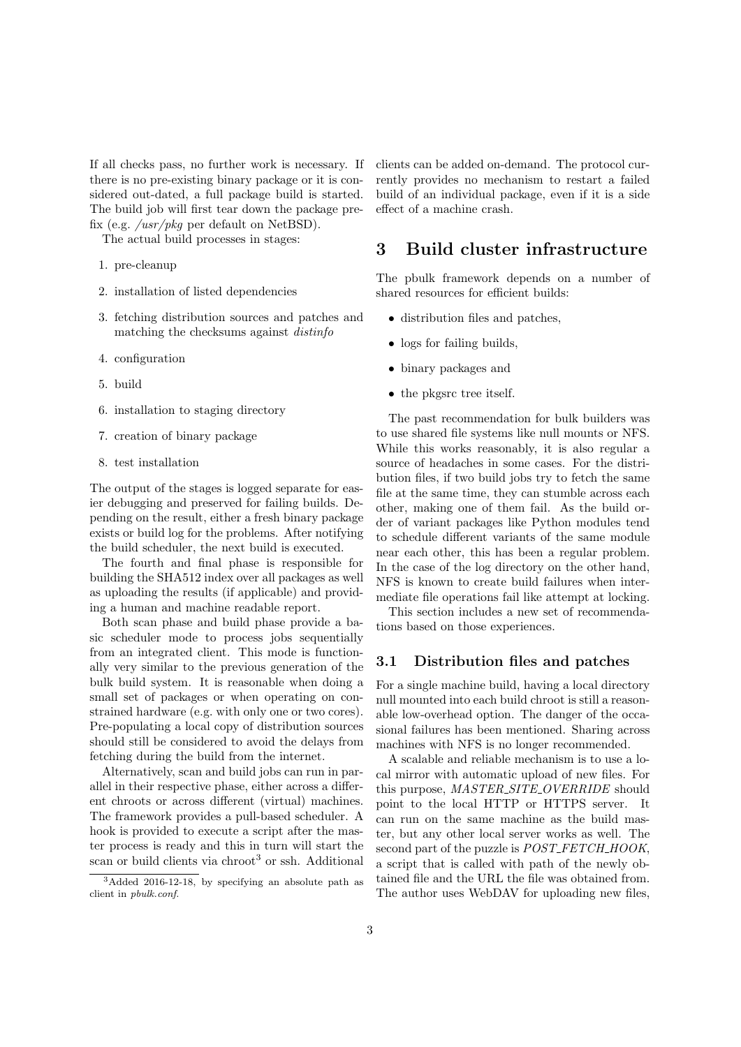If all checks pass, no further work is necessary. If there is no pre-existing binary package or it is considered out-dated, a full package build is started. The build job will first tear down the package prefix (e.g. */usr/pkg* per default on NetBSD).

The actual build processes in stages:

1. pre-cleanup
2. installation of listed dependencies
3. fetching distribution sources and patches and matching the checksums against *distinfo*
4. configuration
5. build
6. installation to staging directory
7. creation of binary package
8. test installation

The output of the stages is logged separate for easier debugging and preserved for failing builds. Depending on the result, either a fresh binary package exists or build log for the problems. After notifying the build scheduler, the next build is executed.

The fourth and final phase is responsible for building the SHA512 index over all packages as well as uploading the results (if applicable) and providing a human and machine readable report.

Both scan phase and build phase provide a basic scheduler mode to process jobs sequentially from an integrated client. This mode is functionally very similar to the previous generation of the bulk build system. It is reasonable when doing a small set of packages or when operating on constrained hardware (e.g. with only one or two cores). Pre-populating a local copy of distribution sources should still be considered to avoid the delays from fetching during the build from the internet.

Alternatively, scan and build jobs can run in parallel in their respective phase, either across a different chroots or across different (virtual) machines. The framework provides a pull-based scheduler. A hook is provided to execute a script after the master process is ready and this in turn will start the scan or build clients via chroot[3] or ssh. Additional clients can be added on-demand. The protocol currently provides no mechanism to restart a failed build of an individual package, even if it is a side effect of a machine crash.

[3]Added 2016-12-18, by specifying an absolute path as client in *pbulk.conf*.

# 3 Build cluster infrastructure

The pbulk framework depends on a number of shared resources for efficient builds:

- distribution files and patches,
- logs for failing builds,
- binary packages and
- the pkgsrc tree itself.

The past recommendation for bulk builders was to use shared file systems like null mounts or NFS. While this works reasonably, it is also regular a source of headaches in some cases. For the distribution files, if two build jobs try to fetch the same file at the same time, they can stumble across each other, making one of them fail. As the build order of variant packages like Python modules tend to schedule different variants of the same module near each other, this has been a regular problem. In the case of the log directory on the other hand, NFS is known to create build failures when intermediate file operations fail like attempt at locking.

This section includes a new set of recommendations based on those experiences.

## 3.1 Distribution files and patches

For a single machine build, having a local directory null mounted into each build chroot is still a reasonable low-overhead option. The danger of the occasional failures has been mentioned. Sharing across machines with NFS is no longer recommended.

A scalable and reliable mechanism is to use a local mirror with automatic upload of new files. For this purpose, *MASTER_SITE_OVERRIDE* should point to the local HTTP or HTTPS server. It can run on the same machine as the build master, but any other local server works as well. The second part of the puzzle is *POST_FETCH_HOOK*, a script that is called with path of the newly obtained file and the URL the file was obtained from. The author uses WebDAV for uploading new files,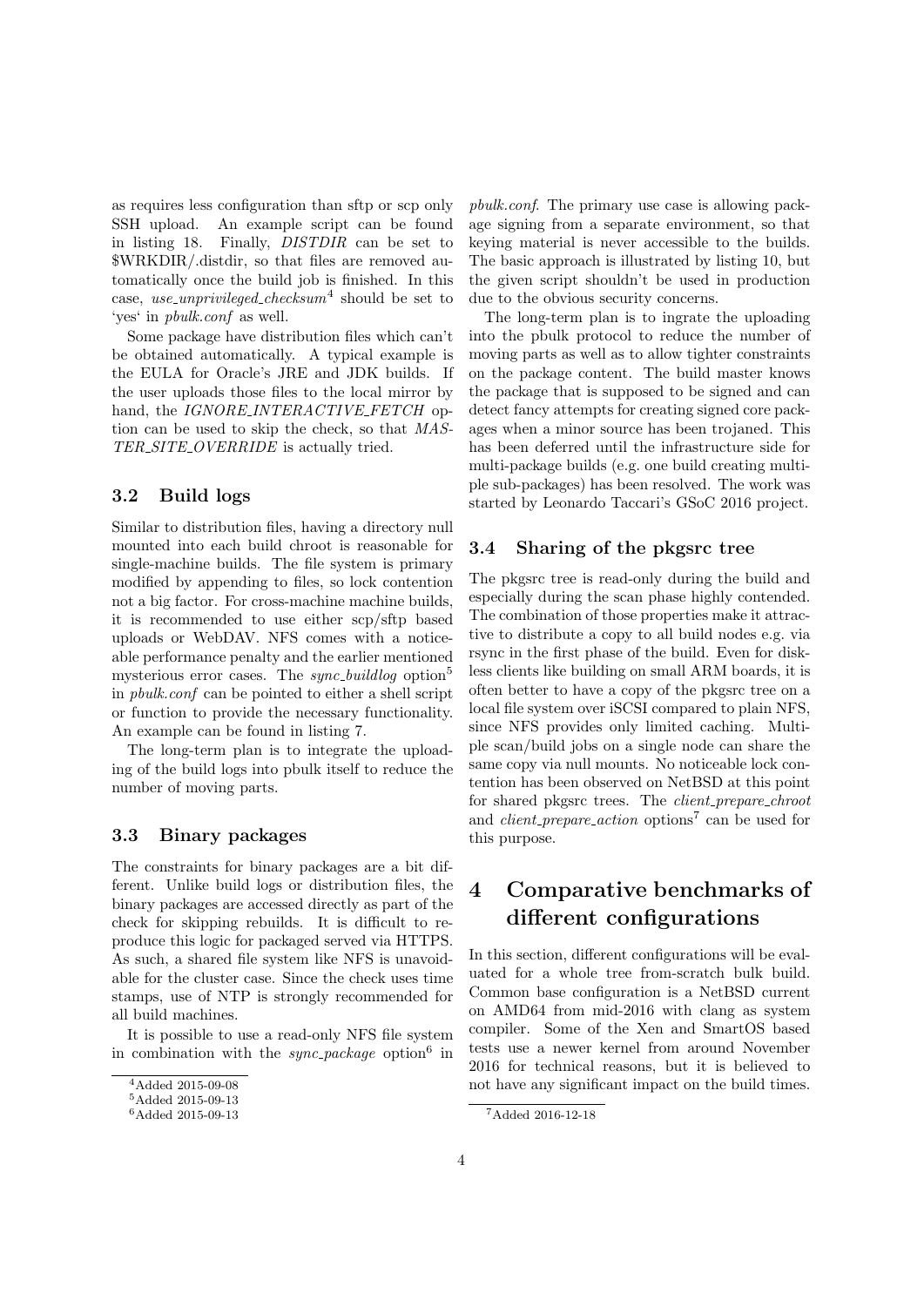as requires less configuration than sftp or scp only SSH upload. An example script can be found in listing 18. Finally, *DISTDIR* can be set to $WRKDIR/.distdir, so that files are removed automatically once the build job is finished. In this case, *use_unprivileged_checksum*[4] should be set to 'yes' in *pbulk.conf* as well.

Some package have distribution files which can't be obtained automatically. A typical example is the EULA for Oracle's JRE and JDK builds. If the user uploads those files to the local mirror by hand, the *IGNORE_INTERACTIVE_FETCH* option can be used to skip the check, so that *MASTER_SITE_OVERRIDE* is actually tried.

### 3.2 Build logs

Similar to distribution files, having a directory null mounted into each build chroot is reasonable for single-machine builds. The file system is primary modified by appending to files, so lock contention not a big factor. For cross-machine machine builds, it is recommended to use either scp/sftp based uploads or WebDAV. NFS comes with a noticeable performance penalty and the earlier mentioned mysterious error cases. The *sync_buildlog* option[5] in *pbulk.conf* can be pointed to either a shell script or function to provide the necessary functionality. An example can be found in listing 7.

The long-term plan is to integrate the uploading of the build logs into pbulk itself to reduce the number of moving parts.

### 3.3 Binary packages

The constraints for binary packages are a bit different. Unlike build logs or distribution files, the binary packages are accessed directly as part of the check for skipping rebuilds. It is difficult to reproduce this logic for packaged served via HTTPS. As such, a shared file system like NFS is unavoidable for the cluster case. Since the check uses time stamps, use of NTP is strongly recommended for all build machines.

It is possible to use a read-only NFS file system in combination with the *sync_package* option[6] in *pbulk.conf*. The primary use case is allowing package signing from a separate environment, so that keying material is never accessible to the builds. The basic approach is illustrated by listing 10, but the given script shouldn't be used in production due to the obvious security concerns.

The long-term plan is to ingrate the uploading into the pbulk protocol to reduce the number of moving parts as well as to allow tighter constraints on the package content. The build master knows the package that is supposed to be signed and can detect fancy attempts for creating signed core packages when a minor source has been trojaned. This has been deferred until the infrastructure side for multi-package builds (e.g. one build creating multiple sub-packages) has been resolved. The work was started by Leonardo Taccari's GSoC 2016 project.

### 3.4 Sharing of the pkgsrc tree

The pkgsrc tree is read-only during the build and especially during the scan phase highly contended. The combination of those properties make it attractive to distribute a copy to all build nodes e.g. via rsync in the first phase of the build. Even for diskless clients like building on small ARM boards, it is often better to have a copy of the pkgsrc tree on a local file system over iSCSI compared to plain NFS, since NFS provides only limited caching. Multiple scan/build jobs on a single node can share the same copy via null mounts. No noticeable lock contention has been observed on NetBSD at this point for shared pkgsrc trees. The *client_prepare_chroot* and *client_prepare_action* options[7] can be used for this purpose.

## 4 Comparative benchmarks of different configurations

In this section, different configurations will be evaluated for a whole tree from-scratch bulk build. Common base configuration is a NetBSD current on AMD64 from mid-2016 with clang as system compiler. Some of the Xen and SmartOS based tests use a newer kernel from around November 2016 for technical reasons, but it is believed to not have any significant impact on the build times.

[4] Added 2015-09-08

[5] Added 2015-09-13

[6] Added 2015-09-13

[7] Added 2016-12-18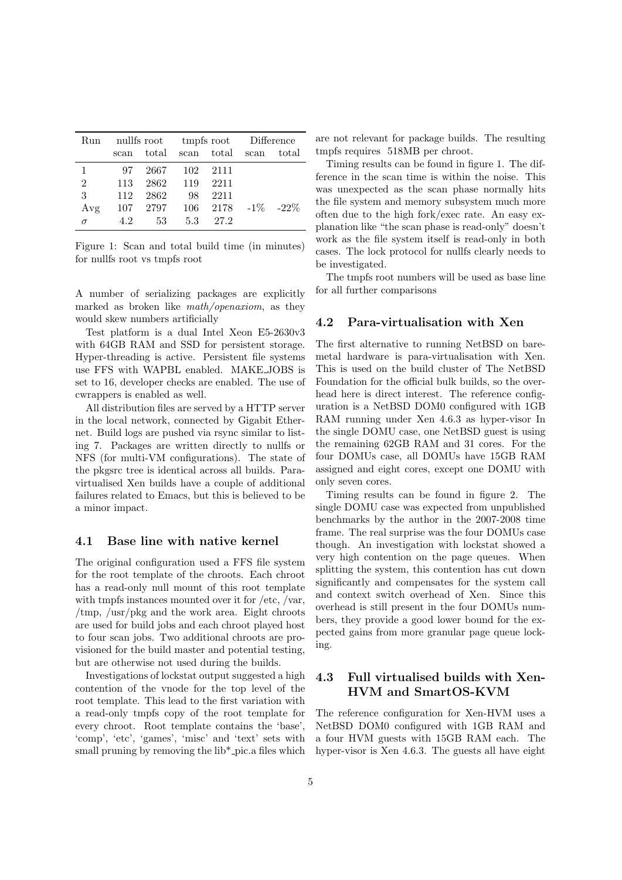| Run | nullfs root | | tmpfs root | | Difference | |
|---|---|---|---|---|---|---|
| | scan | total | scan | total | scan | total |
| 1 | 97 | 2667 | 102 | 2111 | | |
| 2 | 113 | 2862 | 119 | 2211 | | |
| 3 | 112 | 2862 | 98 | 2211 | | |
| Avg | 107 | 2797 | 106 | 2178 | -1% | -22% |
| $\sigma$ | 4.2 | 53 | 5.3 | 27.2 | | |

Figure 1: Scan and total build time (in minutes) for nullfs root vs tmpfs root

A number of serializing packages are explicitly marked as broken like *math/openaxiom*, as they would skew numbers artificially

Test platform is a dual Intel Xeon E5-2630v3 with 64GB RAM and SSD for persistent storage. Hyper-threading is active. Persistent file systems use FFS with WAPBL enabled. MAKE_JOBS is set to 16, developer checks are enabled. The use of cwrappers is enabled as well.

All distribution files are served by a HTTP server in the local network, connected by Gigabit Ethernet. Build logs are pushed via rsync similar to listing 7. Packages are written directly to nullfs or NFS (for multi-VM configurations). The state of the pkgsrc tree is identical across all builds. Para-virtualised Xen builds have a couple of additional failures related to Emacs, but this is believed to be a minor impact.

### 4.1 Base line with native kernel

The original configuration used a FFS file system for the root template of the chroots. Each chroot has a read-only null mount of this root template with tmpfs instances mounted over it for /etc, /var, /tmp, /usr/pkg and the work area. Eight chroots are used for build jobs and each chroot played host to four scan jobs. Two additional chroots are provisioned for the build master and potential testing, but are otherwise not used during the builds.

Investigations of lockstat output suggested a high contention of the vnode for the top level of the root template. This lead to the first variation with a read-only tmpfs copy of the root template for every chroot. Root template contains the 'base', 'comp', 'etc', 'games', 'misc' and 'text' sets with small pruning by removing the lib*_pic.a files which are not relevant for package builds. The resulting tmpfs requires 518MB per chroot.

Timing results can be found in figure 1. The difference in the scan time is within the noise. This was unexpected as the scan phase normally hits the file system and memory subsystem much more often due to the high fork/exec rate. An easy explanation like "the scan phase is read-only" doesn't work as the file system itself is read-only in both cases. The lock protocol for nullfs clearly needs to be investigated.

The tmpfs root numbers will be used as base line for all further comparisons

### 4.2 Para-virtualisation with Xen

The first alternative to running NetBSD on bare-metal hardware is para-virtualisation with Xen. This is used on the build cluster of The NetBSD Foundation for the official bulk builds, so the overhead here is direct interest. The reference configuration is a NetBSD DOM0 configured with 1GB RAM running under Xen 4.6.3 as hyper-visor In the single DOMU case, one NetBSD guest is using the remaining 62GB RAM and 31 cores. For the four DOMUs case, all DOMUs have 15GB RAM assigned and eight cores, except one DOMU with only seven cores.

Timing results can be found in figure 2. The single DOMU case was expected from unpublished benchmarks by the author in the 2007-2008 time frame. The real surprise was the four DOMUs case though. An investigation with lockstat showed a very high contention on the page queues. When splitting the system, this contention has cut down significantly and compensates for the system call and context switch overhead of Xen. Since this overhead is still present in the four DOMUs numbers, they provide a good lower bound for the expected gains from more granular page queue locking.

### 4.3 Full virtualised builds with Xen-HVM and SmartOS-KVM

The reference configuration for Xen-HVM uses a NetBSD DOM0 configured with 1GB RAM and a four HVM guests with 15GB RAM each. The hyper-visor is Xen 4.6.3. The guests all have eight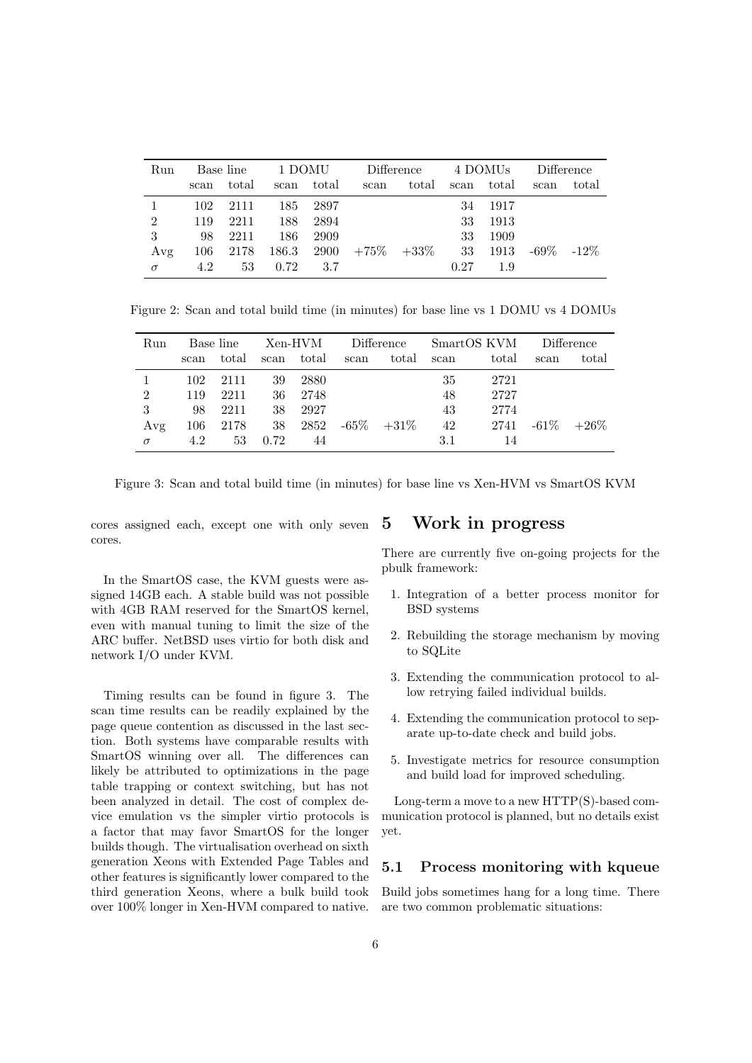| Run | Base line | | 1 DOMU | | Difference | | 4 DOMUs | | Difference | |
|---|---|---|---|---|---|---|---|---|---|---|
| | scan | total | scan | total | scan | total | scan | total | scan | total |
| 1 | 102 | 2111 | 185 | 2897 | | | 34 | 1917 | | |
| 2 | 119 | 2211 | 188 | 2894 | | | 33 | 1913 | | |
| 3 | 98 | 2211 | 186 | 2909 | | | 33 | 1909 | | |
| Avg | 106 | 2178 | 186.3 | 2900 | +75% | +33% | 33 | 1913 | -69% | -12% |
| $\sigma$ | 4.2 | 53 | 0.72 | 3.7 | | | 0.27 | 1.9 | | |

Figure 2: Scan and total build time (in minutes) for base line vs 1 DOMU vs 4 DOMUs

| Run | Base line | | Xen-HVM | | Difference | | SmartOS KVM | | Difference | |
|---|---|---|---|---|---|---|---|---|---|---|
| | scan | total | scan | total | scan | total | scan | total | scan | total |
| 1 | 102 | 2111 | 39 | 2880 | | | 35 | 2721 | | |
| 2 | 119 | 2211 | 36 | 2748 | | | 48 | 2727 | | |
| 3 | 98 | 2211 | 38 | 2927 | | | 43 | 2774 | | |
| Avg | 106 | 2178 | 38 | 2852 | -65% | +31% | 42 | 2741 | -61% | +26% |
| $\sigma$ | 4.2 | 53 | 0.72 | 44 | | | 3.1 | 14 | | |

Figure 3: Scan and total build time (in minutes) for base line vs Xen-HVM vs SmartOS KVM

cores assigned each, except one with only seven cores.

In the SmartOS case, the KVM guests were assigned 14GB each. A stable build was not possible with 4GB RAM reserved for the SmartOS kernel, even with manual tuning to limit the size of the ARC buffer. NetBSD uses virtio for both disk and network I/O under KVM.

Timing results can be found in figure 3. The scan time results can be readily explained by the page queue contention as discussed in the last section. Both systems have comparable results with SmartOS winning over all. The differences can likely be attributed to optimizations in the page table trapping or context switching, but has not been analyzed in detail. The cost of complex device emulation vs the simpler virtio protocols is a factor that may favor SmartOS for the longer builds though. The virtualisation overhead on sixth generation Xeons with Extended Page Tables and other features is significantly lower compared to the third generation Xeons, where a bulk build took over 100% longer in Xen-HVM compared to native.

# 5 Work in progress

There are currently five on-going projects for the pbulk framework:

1. Integration of a better process monitor for BSD systems
2. Rebuilding the storage mechanism by moving to SQLite
3. Extending the communication protocol to allow retrying failed individual builds.
4. Extending the communication protocol to separate up-to-date check and build jobs.
5. Investigate metrics for resource consumption and build load for improved scheduling.

Long-term a move to a new HTTP(S)-based communication protocol is planned, but no details exist yet.

## 5.1 Process monitoring with kqueue

Build jobs sometimes hang for a long time. There are two common problematic situations: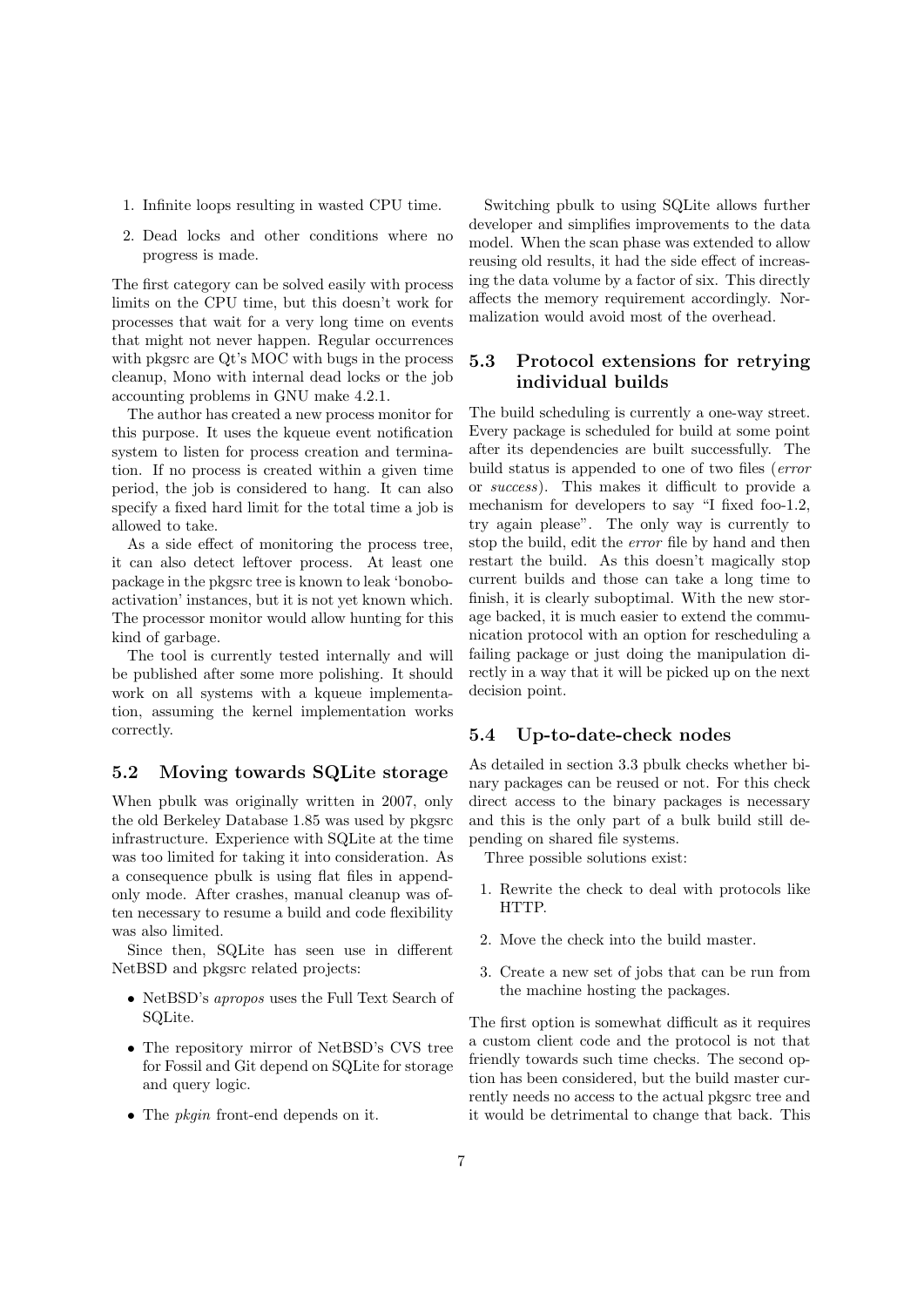1. Infinite loops resulting in wasted CPU time.
2. Dead locks and other conditions where no progress is made.

The first category can be solved easily with process limits on the CPU time, but this doesn't work for processes that wait for a very long time on events that might not never happen. Regular occurrences with pkgsrc are Qt's MOC with bugs in the process cleanup, Mono with internal dead locks or the job accounting problems in GNU make 4.2.1.

The author has created a new process monitor for this purpose. It uses the kqueue event notification system to listen for process creation and termination. If no process is created within a given time period, the job is considered to hang. It can also specify a fixed hard limit for the total time a job is allowed to take.

As a side effect of monitoring the process tree, it can also detect leftover process. At least one package in the pkgsrc tree is known to leak 'bonobo-activation' instances, but it is not yet known which. The processor monitor would allow hunting for this kind of garbage.

The tool is currently tested internally and will be published after some more polishing. It should work on all systems with a kqueue implementation, assuming the kernel implementation works correctly.

### 5.2 Moving towards SQLite storage

When pbulk was originally written in 2007, only the old Berkeley Database 1.85 was used by pkgsrc infrastructure. Experience with SQLite at the time was too limited for taking it into consideration. As a consequence pbulk is using flat files in append-only mode. After crashes, manual cleanup was often necessary to resume a build and code flexibility was also limited.

Since then, SQLite has seen use in different NetBSD and pkgsrc related projects:

- NetBSD's *apropos* uses the Full Text Search of SQLite.
- The repository mirror of NetBSD's CVS tree for Fossil and Git depend on SQLite for storage and query logic.
- The *pkgin* front-end depends on it.

Switching pbulk to using SQLite allows further developer and simplifies improvements to the data model. When the scan phase was extended to allow reusing old results, it had the side effect of increasing the data volume by a factor of six. This directly affects the memory requirement accordingly. Normalization would avoid most of the overhead.

### 5.3 Protocol extensions for retrying individual builds

The build scheduling is currently a one-way street. Every package is scheduled for build at some point after its dependencies are built successfully. The build status is appended to one of two files (*error* or *success*). This makes it difficult to provide a mechanism for developers to say "I fixed foo-1.2, try again please". The only way is currently to stop the build, edit the *error* file by hand and then restart the build. As this doesn't magically stop current builds and those can take a long time to finish, it is clearly suboptimal. With the new storage backed, it is much easier to extend the communication protocol with an option for rescheduling a failing package or just doing the manipulation directly in a way that it will be picked up on the next decision point.

### 5.4 Up-to-date-check nodes

As detailed in section 3.3 pbulk checks whether binary packages can be reused or not. For this check direct access to the binary packages is necessary and this is the only part of a bulk build still depending on shared file systems.

Three possible solutions exist:

1. Rewrite the check to deal with protocols like HTTP.
2. Move the check into the build master.
3. Create a new set of jobs that can be run from the machine hosting the packages.

The first option is somewhat difficult as it requires a custom client code and the protocol is not that friendly towards such time checks. The second option has been considered, but the build master currently needs no access to the actual pkgsrc tree and it would be detrimental to change that back. This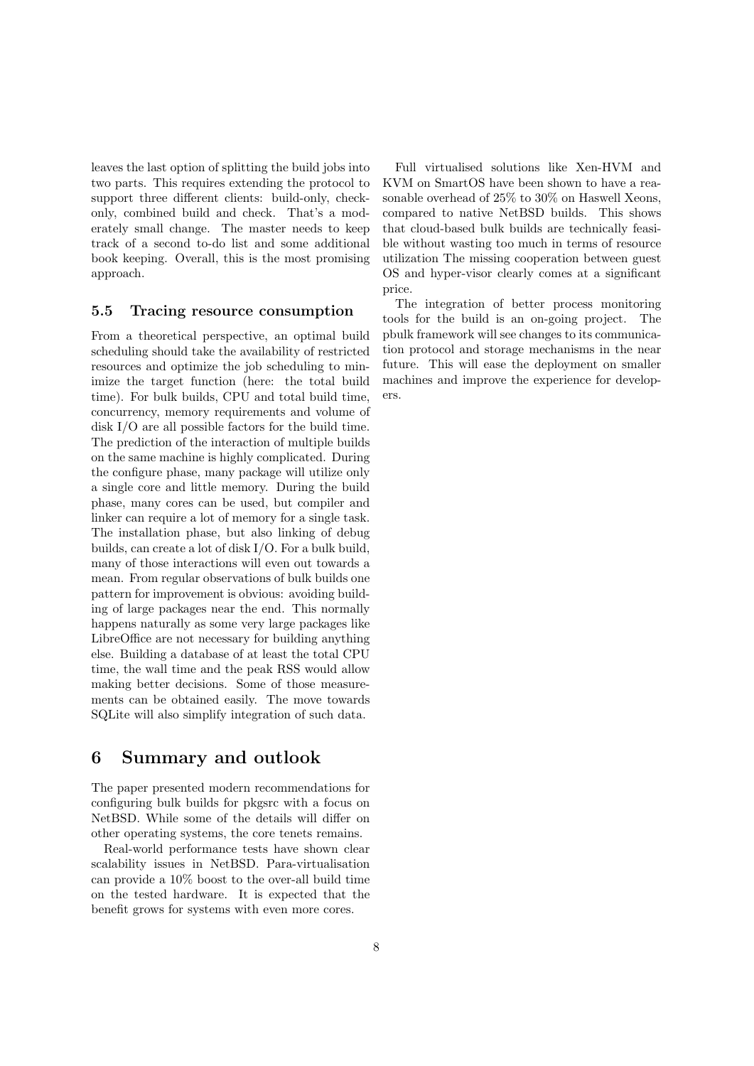leaves the last option of splitting the build jobs into two parts. This requires extending the protocol to support three different clients: build-only, check-only, combined build and check. That's a moderately small change. The master needs to keep track of a second to-do list and some additional book keeping. Overall, this is the most promising approach.

### 5.5 Tracing resource consumption

From a theoretical perspective, an optimal build scheduling should take the availability of restricted resources and optimize the job scheduling to minimize the target function (here: the total build time). For bulk builds, CPU and total build time, concurrency, memory requirements and volume of disk I/O are all possible factors for the build time. The prediction of the interaction of multiple builds on the same machine is highly complicated. During the configure phase, many package will utilize only a single core and little memory. During the build phase, many cores can be used, but compiler and linker can require a lot of memory for a single task. The installation phase, but also linking of debug builds, can create a lot of disk I/O. For a bulk build, many of those interactions will even out towards a mean. From regular observations of bulk builds one pattern for improvement is obvious: avoiding building of large packages near the end. This normally happens naturally as some very large packages like LibreOffice are not necessary for building anything else. Building a database of at least the total CPU time, the wall time and the peak RSS would allow making better decisions. Some of those measurements can be obtained easily. The move towards SQLite will also simplify integration of such data.

## 6 Summary and outlook

The paper presented modern recommendations for configuring bulk builds for pkgsrc with a focus on NetBSD. While some of the details will differ on other operating systems, the core tenets remains.

Real-world performance tests have shown clear scalability issues in NetBSD. Para-virtualisation can provide a 10% boost to the over-all build time on the tested hardware. It is expected that the benefit grows for systems with even more cores.

Full virtualised solutions like Xen-HVM and KVM on SmartOS have been shown to have a reasonable overhead of 25% to 30% on Haswell Xeons, compared to native NetBSD builds. This shows that cloud-based bulk builds are technically feasible without wasting too much in terms of resource utilization The missing cooperation between guest OS and hyper-visor clearly comes at a significant price.

The integration of better process monitoring tools for the build is an on-going project. The pbulk framework will see changes to its communication protocol and storage mechanisms in the near future. This will ease the deployment on smaller machines and improve the experience for developers.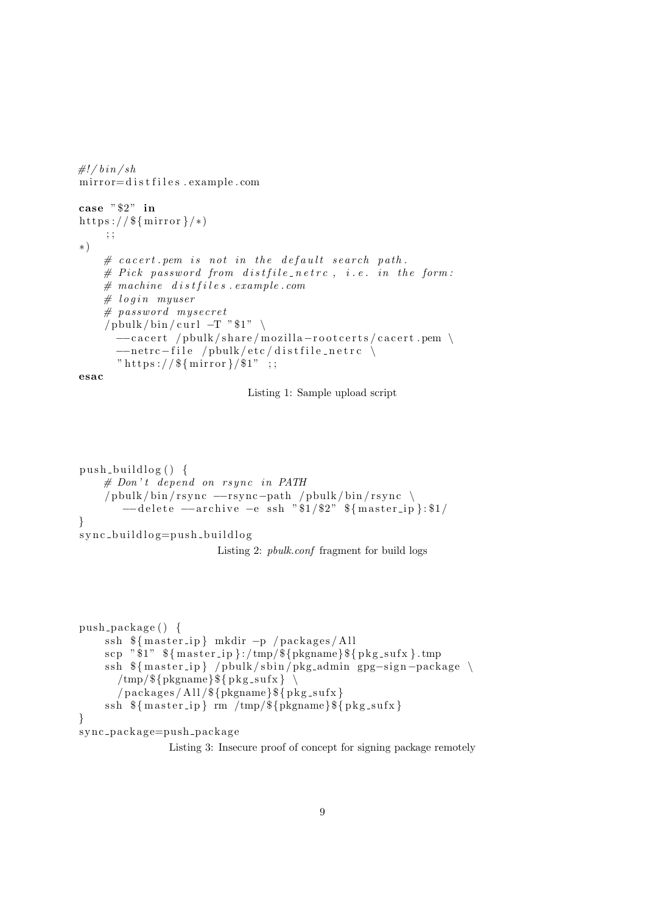```sh
#!/bin/sh
mirror=distfiles.example.com

case "$2" in
https://${mirror}/*)
    ;;
*)
    # cacert.pem is not in the default search path.
    # Pick password from distfile_netrc, i.e. in the form:
    # machine distfiles.example.com
    # login myuser
    # password mysecret
    /pbulk/bin/curl -T "$1" \
      --cacert /pbulk/share/mozilla-rootcerts/cacert.pem \
      --netrc-file /pbulk/etc/distfile_netrc \
      "https://${mirror}/$1" ;;
esac
```

Listing 1: Sample upload script

```sh
push_buildlog() {
    # Don't depend on rsync in PATH
    /pbulk/bin/rsync --rsync-path /pbulk/bin/rsync \
        --delete --archive -e ssh "$1/$2" ${master_ip}:$1/
}
sync_buildlog=push_buildlog
```

Listing 2: *pbulk.conf* fragment for build logs

```sh
push_package() {
    ssh ${master_ip} mkdir -p /packages/All
    scp "$1" ${master_ip}:/tmp/${pkgname}${pkg_sufx}.tmp
    ssh ${master_ip} /pbulk/sbin/pkg_admin gpg-sign-package \
      /tmp/${pkgname}${pkg_sufx} \
      /packages/All/${pkgname}${pkg_sufx}
    ssh ${master_ip} rm /tmp/${pkgname}${pkg_sufx}
}
sync_package=push_package
```

Listing 3: Insecure proof of concept for signing package remotely